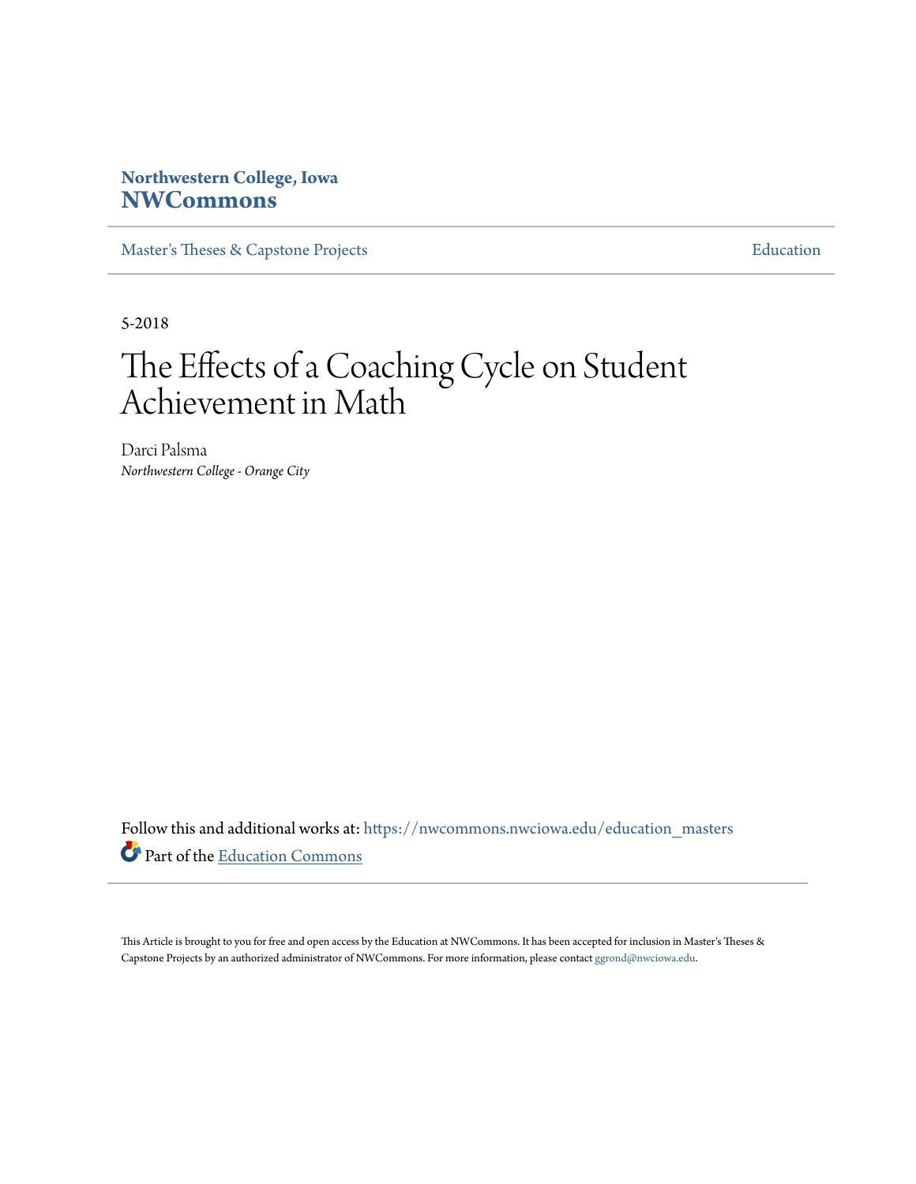Northwestern College, Iowa
**NWCommons**

Master's Theses & Capstone Projects | Education

5-2018

# The Effects of a Coaching Cycle on Student Achievement in Math

Darci Palsma
*Northwestern College - Orange City*

Follow this and additional works at: https://nwcommons.nwciowa.edu/education_masters

Part of the Education Commons

This Article is brought to you for free and open access by the Education at NWCommons. It has been accepted for inclusion in Master's Theses & Capstone Projects by an authorized administrator of NWCommons. For more information, please contact ggrond@nwciowa.edu.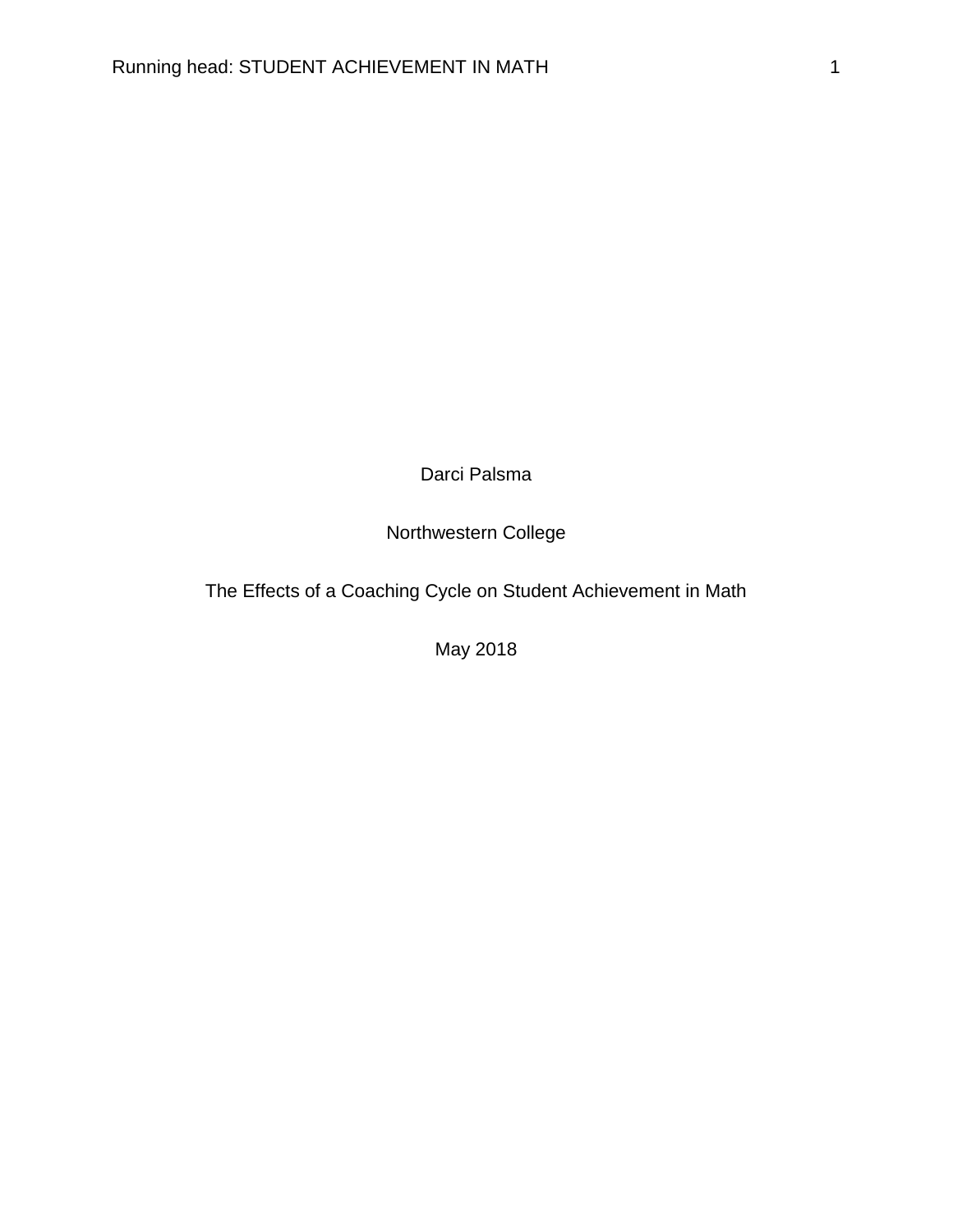Darci Palsma

Northwestern College

The Effects of a Coaching Cycle on Student Achievement in Math

May 2018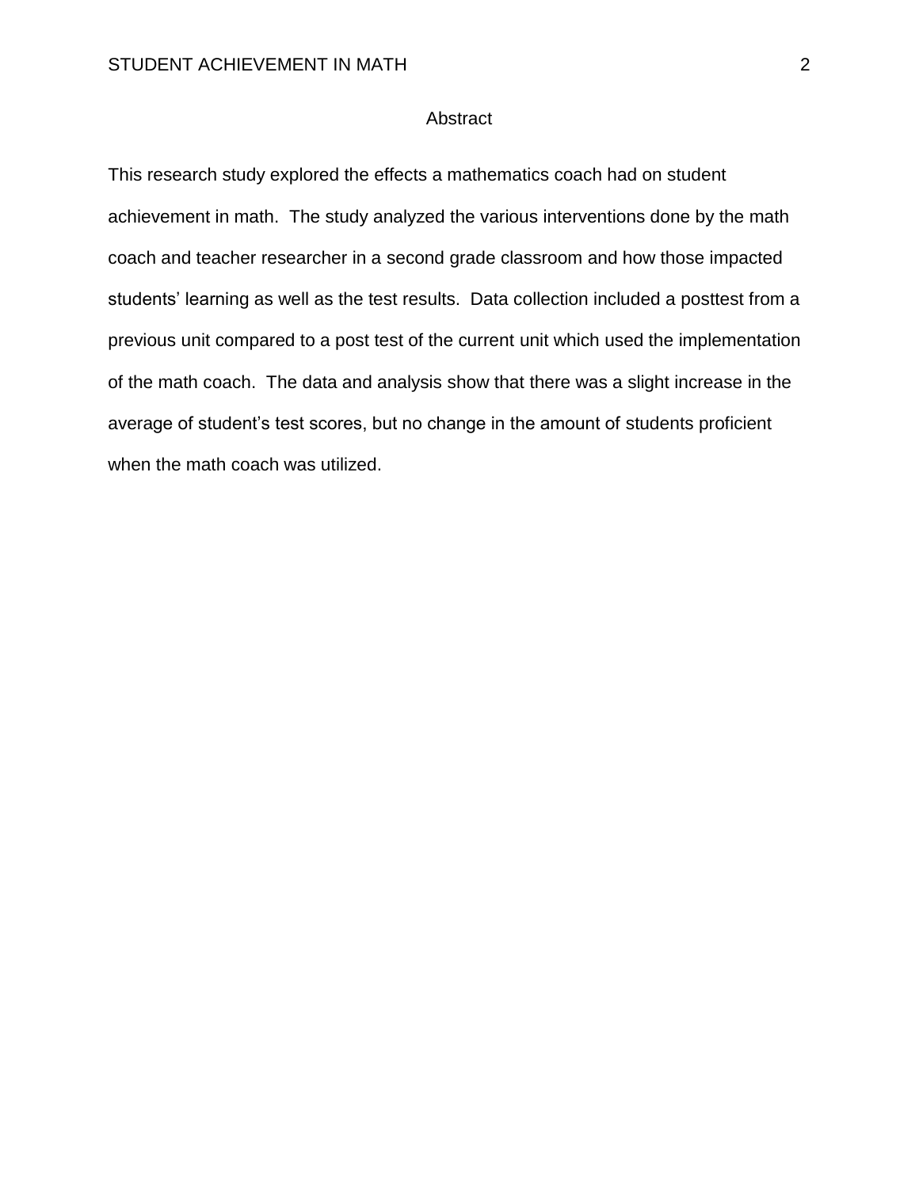# Abstract

This research study explored the effects a mathematics coach had on student achievement in math. The study analyzed the various interventions done by the math coach and teacher researcher in a second grade classroom and how those impacted students' learning as well as the test results. Data collection included a posttest from a previous unit compared to a post test of the current unit which used the implementation of the math coach. The data and analysis show that there was a slight increase in the average of student's test scores, but no change in the amount of students proficient when the math coach was utilized.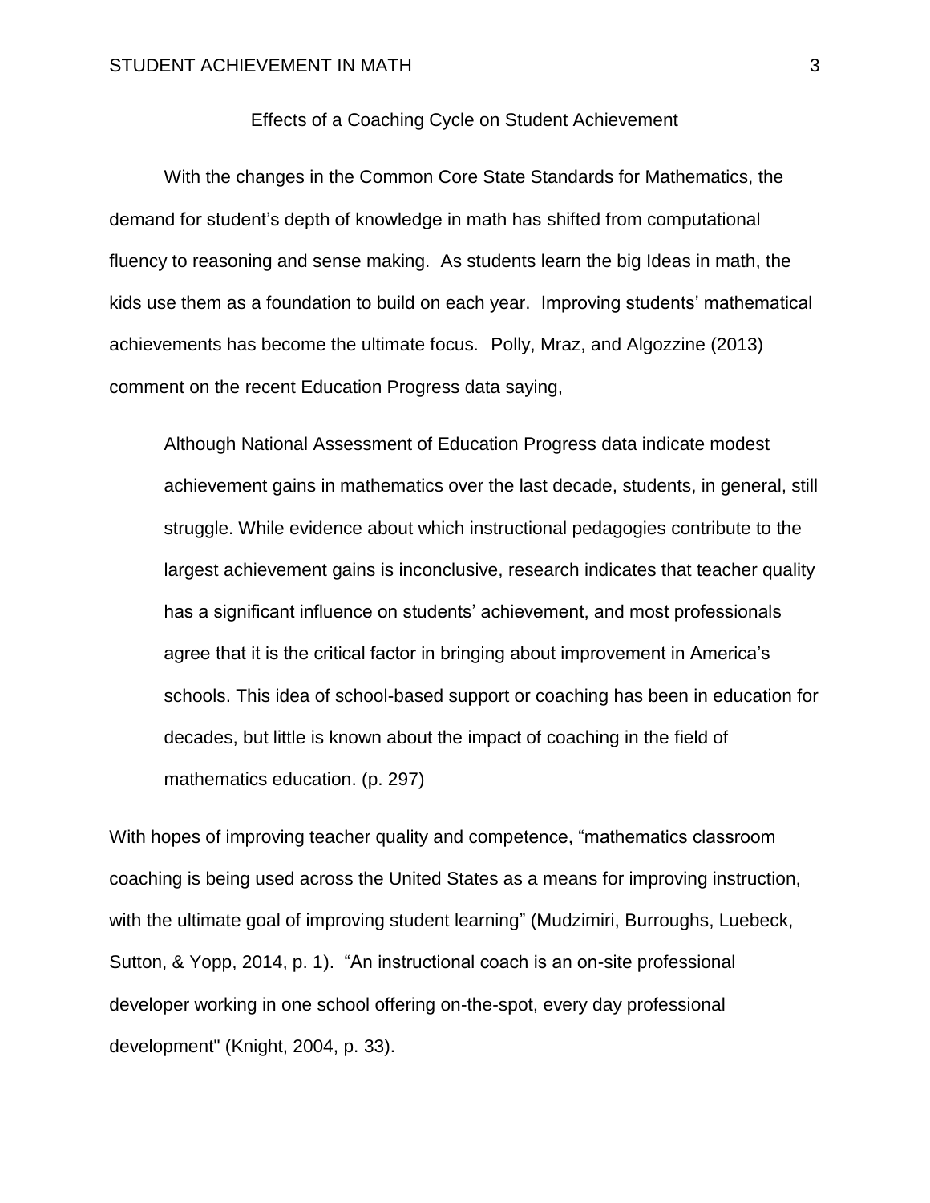## Effects of a Coaching Cycle on Student Achievement

With the changes in the Common Core State Standards for Mathematics, the demand for student's depth of knowledge in math has shifted from computational fluency to reasoning and sense making. As students learn the big Ideas in math, the kids use them as a foundation to build on each year. Improving students' mathematical achievements has become the ultimate focus. Polly, Mraz, and Algozzine (2013) comment on the recent Education Progress data saying,

> Although National Assessment of Education Progress data indicate modest achievement gains in mathematics over the last decade, students, in general, still struggle. While evidence about which instructional pedagogies contribute to the largest achievement gains is inconclusive, research indicates that teacher quality has a significant influence on students' achievement, and most professionals agree that it is the critical factor in bringing about improvement in America's schools. This idea of school-based support or coaching has been in education for decades, but little is known about the impact of coaching in the field of mathematics education. (p. 297)

With hopes of improving teacher quality and competence, "mathematics classroom coaching is being used across the United States as a means for improving instruction, with the ultimate goal of improving student learning" (Mudzimiri, Burroughs, Luebeck, Sutton, & Yopp, 2014, p. 1). "An instructional coach is an on-site professional developer working in one school offering on-the-spot, every day professional development" (Knight, 2004, p. 33).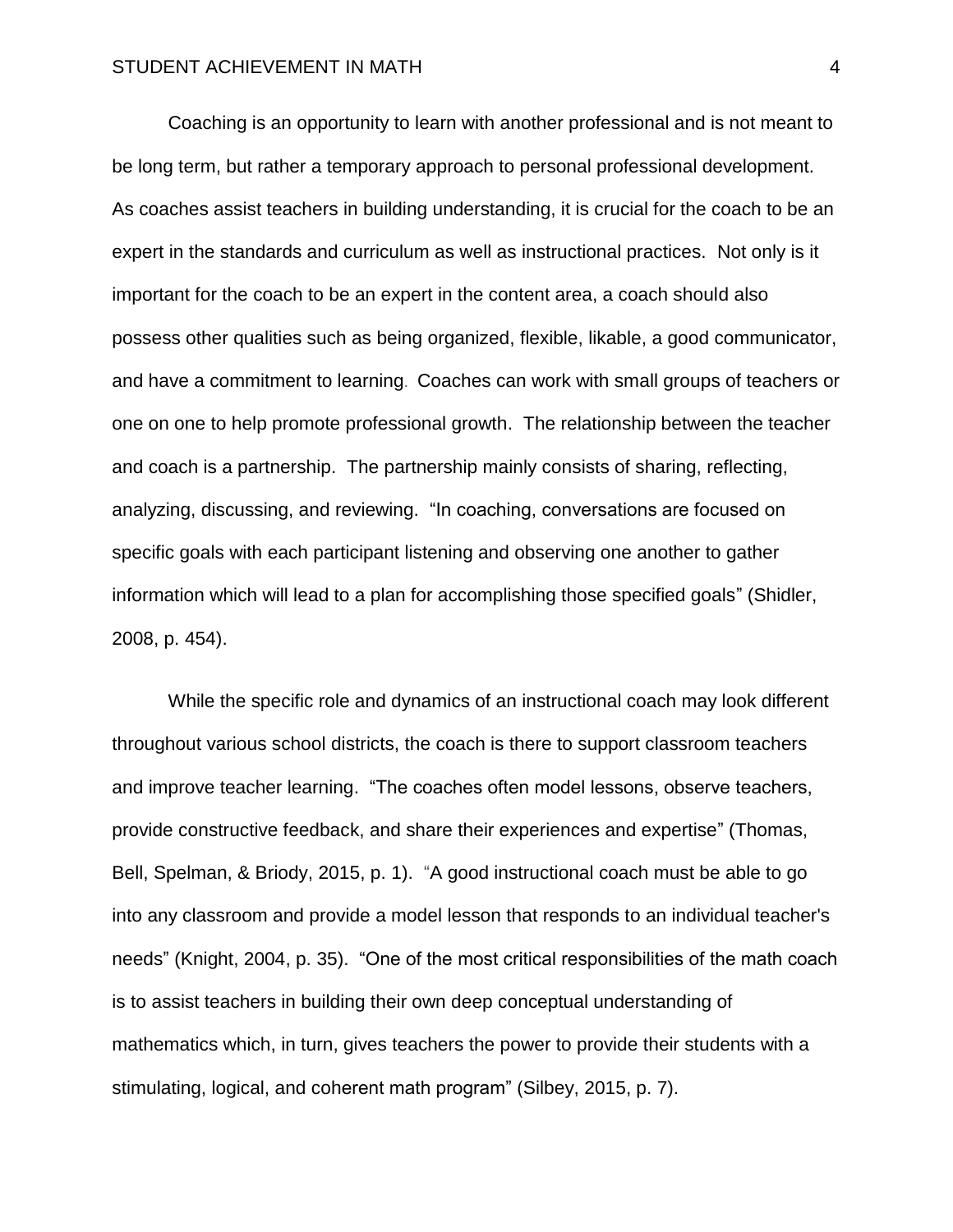Coaching is an opportunity to learn with another professional and is not meant to be long term, but rather a temporary approach to personal professional development. As coaches assist teachers in building understanding, it is crucial for the coach to be an expert in the standards and curriculum as well as instructional practices. Not only is it important for the coach to be an expert in the content area, a coach should also possess other qualities such as being organized, flexible, likable, a good communicator, and have a commitment to learning. Coaches can work with small groups of teachers or one on one to help promote professional growth. The relationship between the teacher and coach is a partnership. The partnership mainly consists of sharing, reflecting, analyzing, discussing, and reviewing. "In coaching, conversations are focused on specific goals with each participant listening and observing one another to gather information which will lead to a plan for accomplishing those specified goals" (Shidler, 2008, p. 454).

While the specific role and dynamics of an instructional coach may look different throughout various school districts, the coach is there to support classroom teachers and improve teacher learning. "The coaches often model lessons, observe teachers, provide constructive feedback, and share their experiences and expertise" (Thomas, Bell, Spelman, & Briody, 2015, p. 1). "A good instructional coach must be able to go into any classroom and provide a model lesson that responds to an individual teacher's needs" (Knight, 2004, p. 35). "One of the most critical responsibilities of the math coach is to assist teachers in building their own deep conceptual understanding of mathematics which, in turn, gives teachers the power to provide their students with a stimulating, logical, and coherent math program" (Silbey, 2015, p. 7).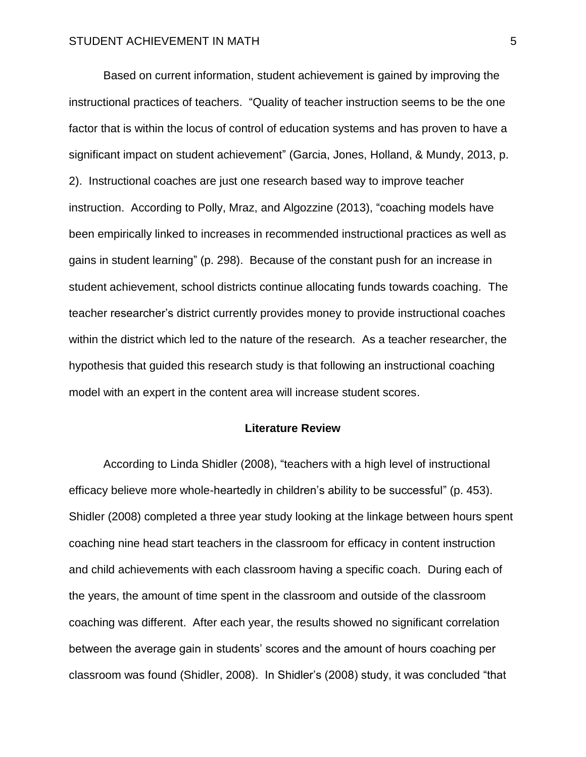Based on current information, student achievement is gained by improving the instructional practices of teachers. "Quality of teacher instruction seems to be the one factor that is within the locus of control of education systems and has proven to have a significant impact on student achievement" (Garcia, Jones, Holland, & Mundy, 2013, p. 2). Instructional coaches are just one research based way to improve teacher instruction. According to Polly, Mraz, and Algozzine (2013), "coaching models have been empirically linked to increases in recommended instructional practices as well as gains in student learning" (p. 298). Because of the constant push for an increase in student achievement, school districts continue allocating funds towards coaching. The teacher researcher's district currently provides money to provide instructional coaches within the district which led to the nature of the research. As a teacher researcher, the hypothesis that guided this research study is that following an instructional coaching model with an expert in the content area will increase student scores.

## Literature Review

According to Linda Shidler (2008), "teachers with a high level of instructional efficacy believe more whole-heartedly in children's ability to be successful" (p. 453). Shidler (2008) completed a three year study looking at the linkage between hours spent coaching nine head start teachers in the classroom for efficacy in content instruction and child achievements with each classroom having a specific coach. During each of the years, the amount of time spent in the classroom and outside of the classroom coaching was different. After each year, the results showed no significant correlation between the average gain in students' scores and the amount of hours coaching per classroom was found (Shidler, 2008). In Shidler's (2008) study, it was concluded "that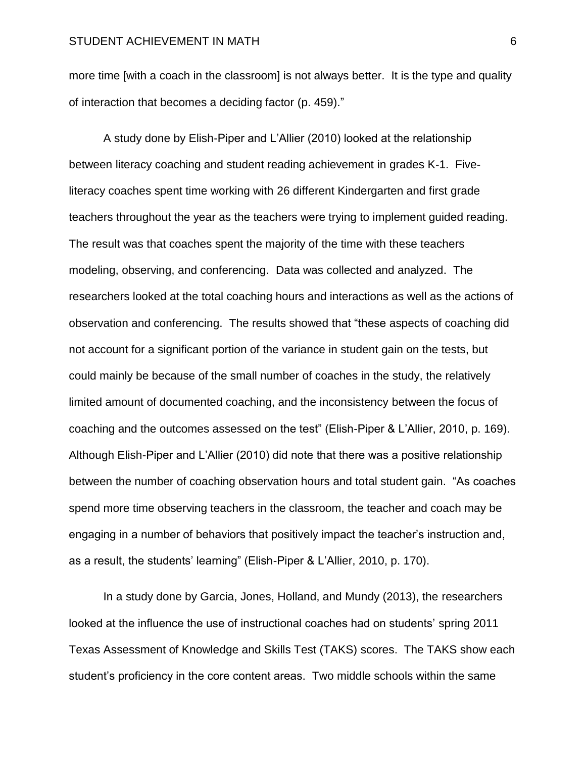more time [with a coach in the classroom] is not always better. It is the type and quality of interaction that becomes a deciding factor (p. 459)."

A study done by Elish-Piper and L'Allier (2010) looked at the relationship between literacy coaching and student reading achievement in grades K-1. Five-literacy coaches spent time working with 26 different Kindergarten and first grade teachers throughout the year as the teachers were trying to implement guided reading. The result was that coaches spent the majority of the time with these teachers modeling, observing, and conferencing. Data was collected and analyzed. The researchers looked at the total coaching hours and interactions as well as the actions of observation and conferencing. The results showed that "these aspects of coaching did not account for a significant portion of the variance in student gain on the tests, but could mainly be because of the small number of coaches in the study, the relatively limited amount of documented coaching, and the inconsistency between the focus of coaching and the outcomes assessed on the test" (Elish-Piper & L'Allier, 2010, p. 169). Although Elish-Piper and L'Allier (2010) did note that there was a positive relationship between the number of coaching observation hours and total student gain. "As coaches spend more time observing teachers in the classroom, the teacher and coach may be engaging in a number of behaviors that positively impact the teacher's instruction and, as a result, the students' learning" (Elish-Piper & L'Allier, 2010, p. 170).

In a study done by Garcia, Jones, Holland, and Mundy (2013), the researchers looked at the influence the use of instructional coaches had on students' spring 2011 Texas Assessment of Knowledge and Skills Test (TAKS) scores. The TAKS show each student's proficiency in the core content areas. Two middle schools within the same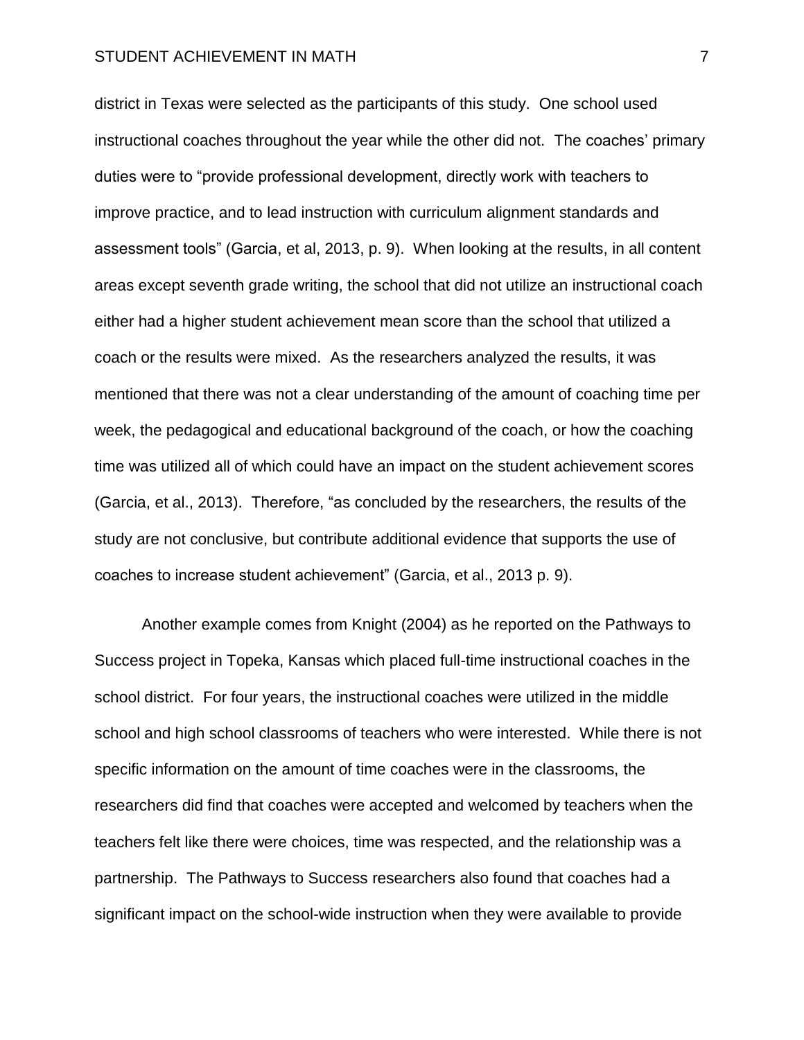district in Texas were selected as the participants of this study. One school used instructional coaches throughout the year while the other did not. The coaches' primary duties were to "provide professional development, directly work with teachers to improve practice, and to lead instruction with curriculum alignment standards and assessment tools" (Garcia, et al, 2013, p. 9). When looking at the results, in all content areas except seventh grade writing, the school that did not utilize an instructional coach either had a higher student achievement mean score than the school that utilized a coach or the results were mixed. As the researchers analyzed the results, it was mentioned that there was not a clear understanding of the amount of coaching time per week, the pedagogical and educational background of the coach, or how the coaching time was utilized all of which could have an impact on the student achievement scores (Garcia, et al., 2013). Therefore, "as concluded by the researchers, the results of the study are not conclusive, but contribute additional evidence that supports the use of coaches to increase student achievement" (Garcia, et al., 2013 p. 9).

Another example comes from Knight (2004) as he reported on the Pathways to Success project in Topeka, Kansas which placed full-time instructional coaches in the school district. For four years, the instructional coaches were utilized in the middle school and high school classrooms of teachers who were interested. While there is not specific information on the amount of time coaches were in the classrooms, the researchers did find that coaches were accepted and welcomed by teachers when the teachers felt like there were choices, time was respected, and the relationship was a partnership. The Pathways to Success researchers also found that coaches had a significant impact on the school-wide instruction when they were available to provide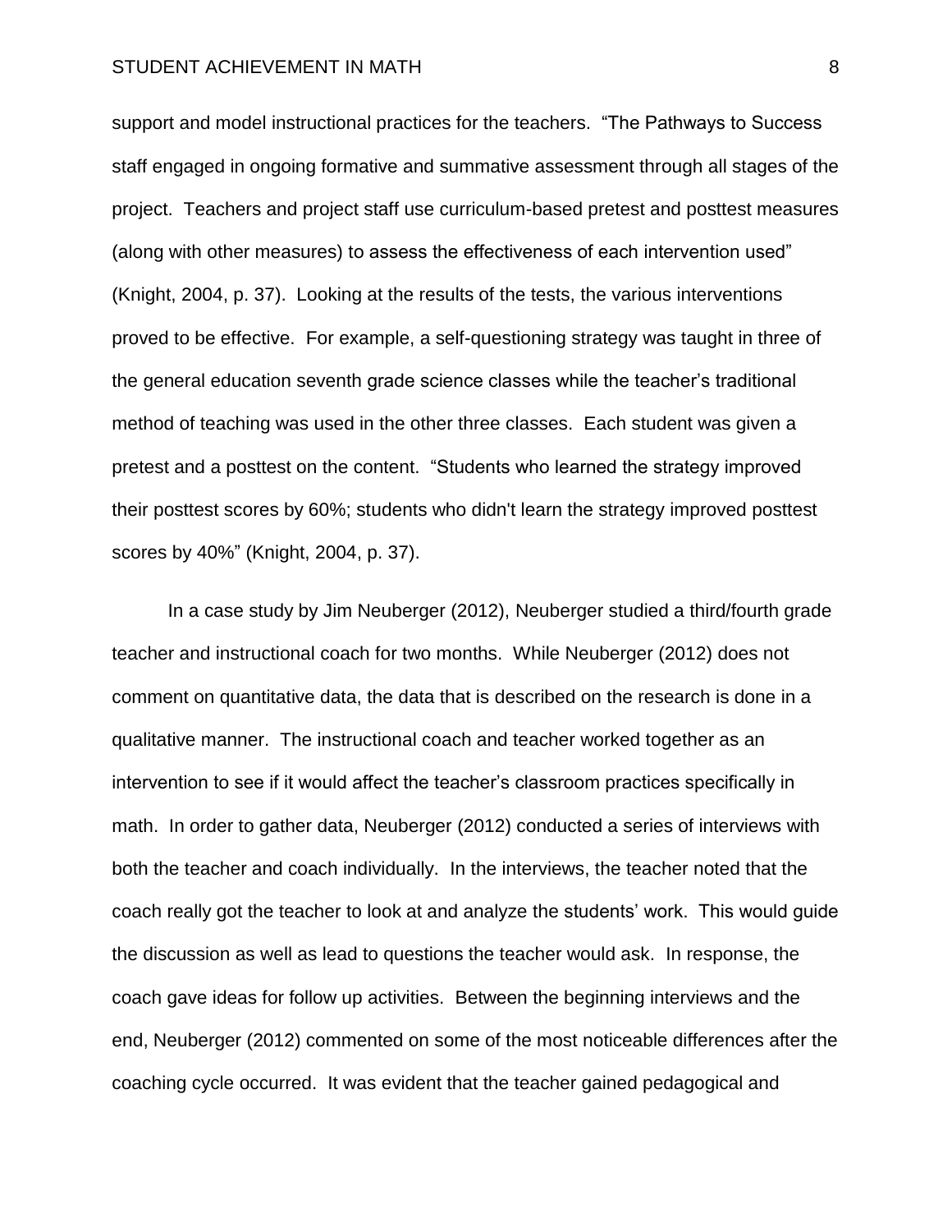support and model instructional practices for the teachers. "The Pathways to Success staff engaged in ongoing formative and summative assessment through all stages of the project. Teachers and project staff use curriculum-based pretest and posttest measures (along with other measures) to assess the effectiveness of each intervention used" (Knight, 2004, p. 37). Looking at the results of the tests, the various interventions proved to be effective. For example, a self-questioning strategy was taught in three of the general education seventh grade science classes while the teacher's traditional method of teaching was used in the other three classes. Each student was given a pretest and a posttest on the content. "Students who learned the strategy improved their posttest scores by 60%; students who didn't learn the strategy improved posttest scores by 40%" (Knight, 2004, p. 37).

In a case study by Jim Neuberger (2012), Neuberger studied a third/fourth grade teacher and instructional coach for two months. While Neuberger (2012) does not comment on quantitative data, the data that is described on the research is done in a qualitative manner. The instructional coach and teacher worked together as an intervention to see if it would affect the teacher's classroom practices specifically in math. In order to gather data, Neuberger (2012) conducted a series of interviews with both the teacher and coach individually. In the interviews, the teacher noted that the coach really got the teacher to look at and analyze the students' work. This would guide the discussion as well as lead to questions the teacher would ask. In response, the coach gave ideas for follow up activities. Between the beginning interviews and the end, Neuberger (2012) commented on some of the most noticeable differences after the coaching cycle occurred. It was evident that the teacher gained pedagogical and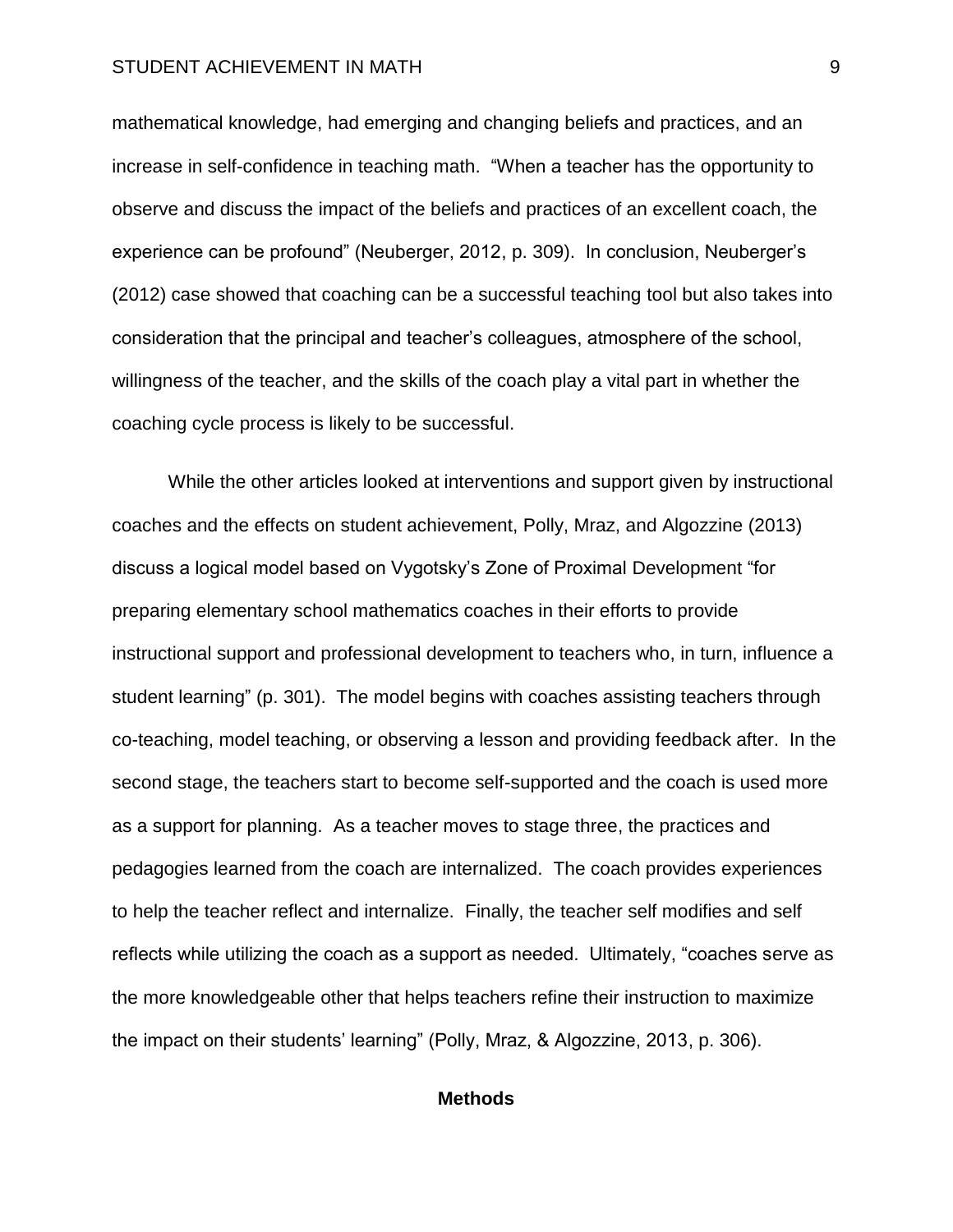mathematical knowledge, had emerging and changing beliefs and practices, and an increase in self-confidence in teaching math. "When a teacher has the opportunity to observe and discuss the impact of the beliefs and practices of an excellent coach, the experience can be profound" (Neuberger, 2012, p. 309). In conclusion, Neuberger's (2012) case showed that coaching can be a successful teaching tool but also takes into consideration that the principal and teacher's colleagues, atmosphere of the school, willingness of the teacher, and the skills of the coach play a vital part in whether the coaching cycle process is likely to be successful.

While the other articles looked at interventions and support given by instructional coaches and the effects on student achievement, Polly, Mraz, and Algozzine (2013) discuss a logical model based on Vygotsky's Zone of Proximal Development "for preparing elementary school mathematics coaches in their efforts to provide instructional support and professional development to teachers who, in turn, influence a student learning" (p. 301). The model begins with coaches assisting teachers through co-teaching, model teaching, or observing a lesson and providing feedback after. In the second stage, the teachers start to become self-supported and the coach is used more as a support for planning. As a teacher moves to stage three, the practices and pedagogies learned from the coach are internalized. The coach provides experiences to help the teacher reflect and internalize. Finally, the teacher self modifies and self reflects while utilizing the coach as a support as needed. Ultimately, "coaches serve as the more knowledgeable other that helps teachers refine their instruction to maximize the impact on their students' learning" (Polly, Mraz, & Algozzine, 2013, p. 306).

## Methods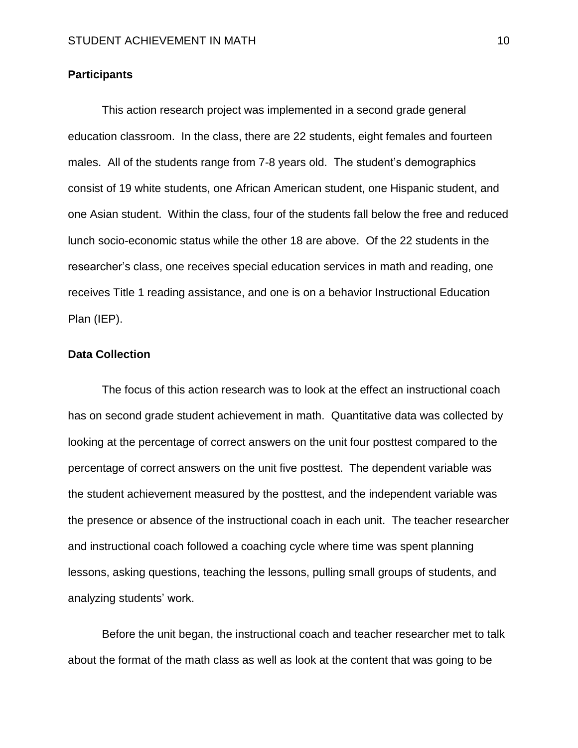## Participants

This action research project was implemented in a second grade general education classroom. In the class, there are 22 students, eight females and fourteen males. All of the students range from 7-8 years old. The student's demographics consist of 19 white students, one African American student, one Hispanic student, and one Asian student. Within the class, four of the students fall below the free and reduced lunch socio-economic status while the other 18 are above. Of the 22 students in the researcher's class, one receives special education services in math and reading, one receives Title 1 reading assistance, and one is on a behavior Instructional Education Plan (IEP).

## Data Collection

The focus of this action research was to look at the effect an instructional coach has on second grade student achievement in math. Quantitative data was collected by looking at the percentage of correct answers on the unit four posttest compared to the percentage of correct answers on the unit five posttest. The dependent variable was the student achievement measured by the posttest, and the independent variable was the presence or absence of the instructional coach in each unit. The teacher researcher and instructional coach followed a coaching cycle where time was spent planning lessons, asking questions, teaching the lessons, pulling small groups of students, and analyzing students' work.

Before the unit began, the instructional coach and teacher researcher met to talk about the format of the math class as well as look at the content that was going to be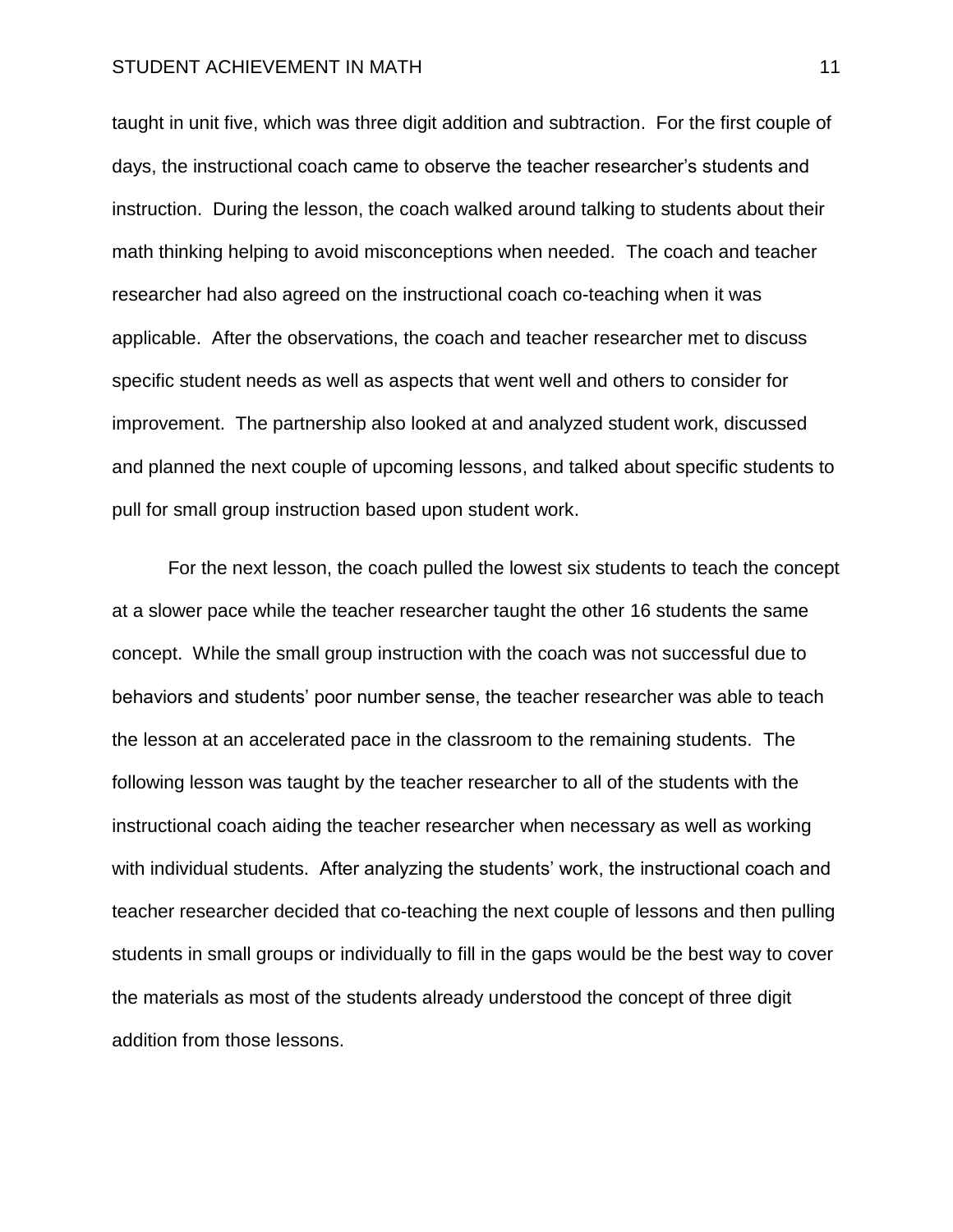taught in unit five, which was three digit addition and subtraction. For the first couple of days, the instructional coach came to observe the teacher researcher's students and instruction. During the lesson, the coach walked around talking to students about their math thinking helping to avoid misconceptions when needed. The coach and teacher researcher had also agreed on the instructional coach co-teaching when it was applicable. After the observations, the coach and teacher researcher met to discuss specific student needs as well as aspects that went well and others to consider for improvement. The partnership also looked at and analyzed student work, discussed and planned the next couple of upcoming lessons, and talked about specific students to pull for small group instruction based upon student work.

For the next lesson, the coach pulled the lowest six students to teach the concept at a slower pace while the teacher researcher taught the other 16 students the same concept. While the small group instruction with the coach was not successful due to behaviors and students' poor number sense, the teacher researcher was able to teach the lesson at an accelerated pace in the classroom to the remaining students. The following lesson was taught by the teacher researcher to all of the students with the instructional coach aiding the teacher researcher when necessary as well as working with individual students. After analyzing the students' work, the instructional coach and teacher researcher decided that co-teaching the next couple of lessons and then pulling students in small groups or individually to fill in the gaps would be the best way to cover the materials as most of the students already understood the concept of three digit addition from those lessons.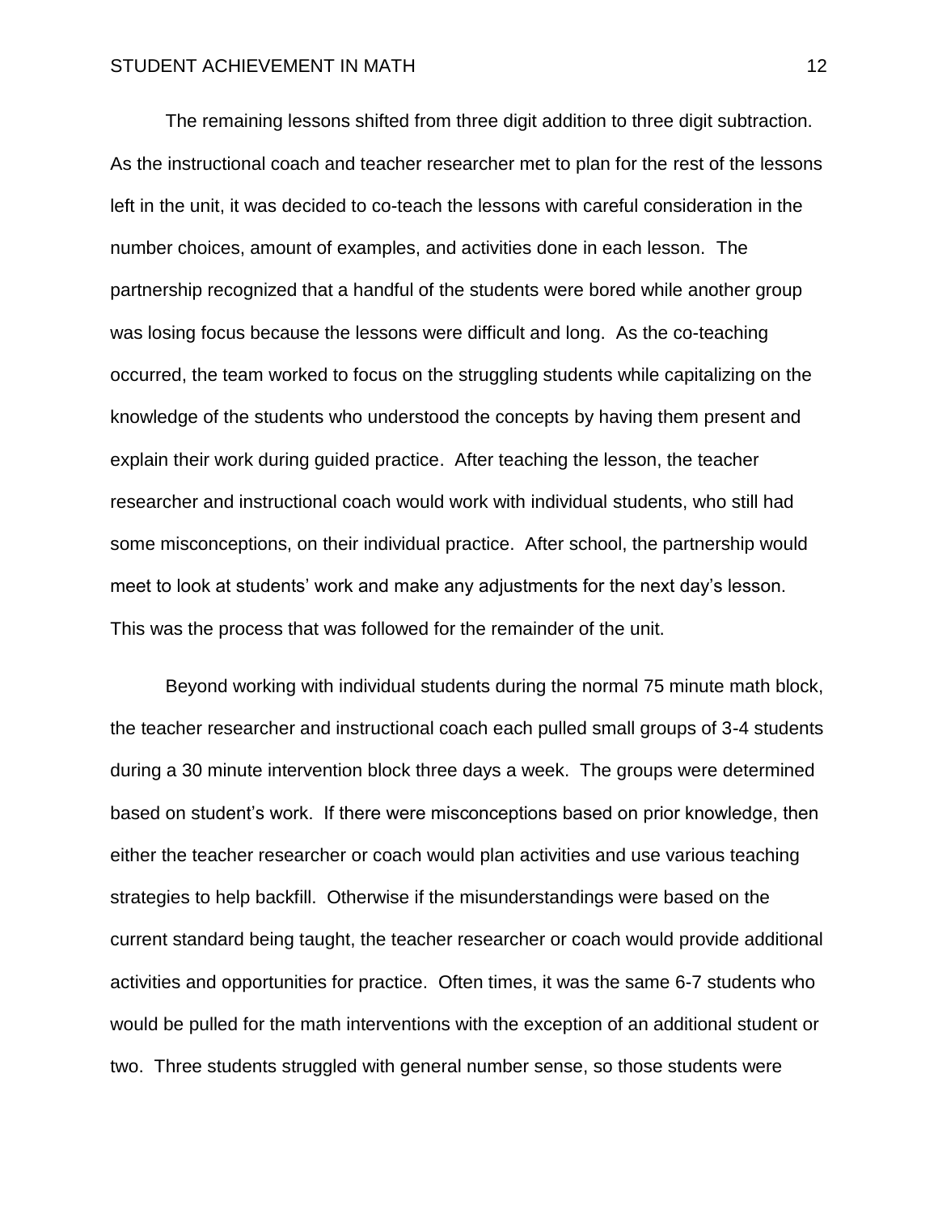The remaining lessons shifted from three digit addition to three digit subtraction. As the instructional coach and teacher researcher met to plan for the rest of the lessons left in the unit, it was decided to co-teach the lessons with careful consideration in the number choices, amount of examples, and activities done in each lesson. The partnership recognized that a handful of the students were bored while another group was losing focus because the lessons were difficult and long. As the co-teaching occurred, the team worked to focus on the struggling students while capitalizing on the knowledge of the students who understood the concepts by having them present and explain their work during guided practice. After teaching the lesson, the teacher researcher and instructional coach would work with individual students, who still had some misconceptions, on their individual practice. After school, the partnership would meet to look at students' work and make any adjustments for the next day's lesson. This was the process that was followed for the remainder of the unit.

Beyond working with individual students during the normal 75 minute math block, the teacher researcher and instructional coach each pulled small groups of 3-4 students during a 30 minute intervention block three days a week. The groups were determined based on student's work. If there were misconceptions based on prior knowledge, then either the teacher researcher or coach would plan activities and use various teaching strategies to help backfill. Otherwise if the misunderstandings were based on the current standard being taught, the teacher researcher or coach would provide additional activities and opportunities for practice. Often times, it was the same 6-7 students who would be pulled for the math interventions with the exception of an additional student or two. Three students struggled with general number sense, so those students were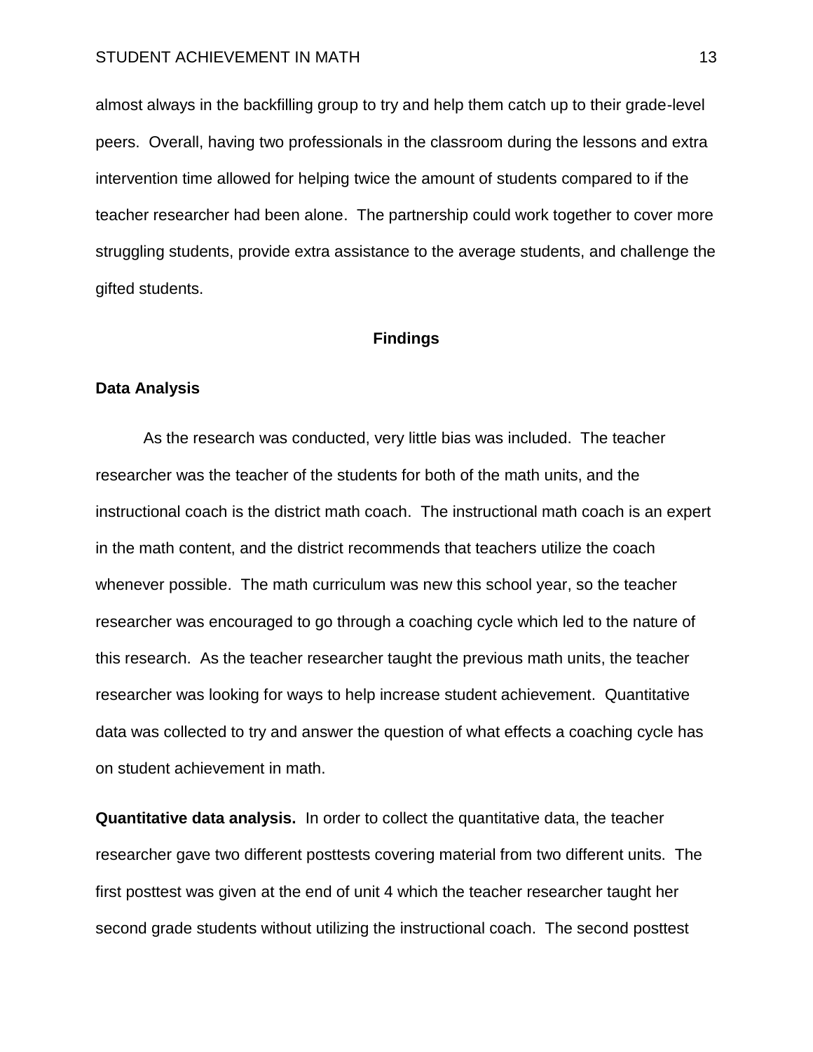almost always in the backfilling group to try and help them catch up to their grade-level peers. Overall, having two professionals in the classroom during the lessons and extra intervention time allowed for helping twice the amount of students compared to if the teacher researcher had been alone. The partnership could work together to cover more struggling students, provide extra assistance to the average students, and challenge the gifted students.

## Findings

### Data Analysis

As the research was conducted, very little bias was included. The teacher researcher was the teacher of the students for both of the math units, and the instructional coach is the district math coach. The instructional math coach is an expert in the math content, and the district recommends that teachers utilize the coach whenever possible. The math curriculum was new this school year, so the teacher researcher was encouraged to go through a coaching cycle which led to the nature of this research. As the teacher researcher taught the previous math units, the teacher researcher was looking for ways to help increase student achievement. Quantitative data was collected to try and answer the question of what effects a coaching cycle has on student achievement in math.

**Quantitative data analysis.** In order to collect the quantitative data, the teacher researcher gave two different posttests covering material from two different units. The first posttest was given at the end of unit 4 which the teacher researcher taught her second grade students without utilizing the instructional coach. The second posttest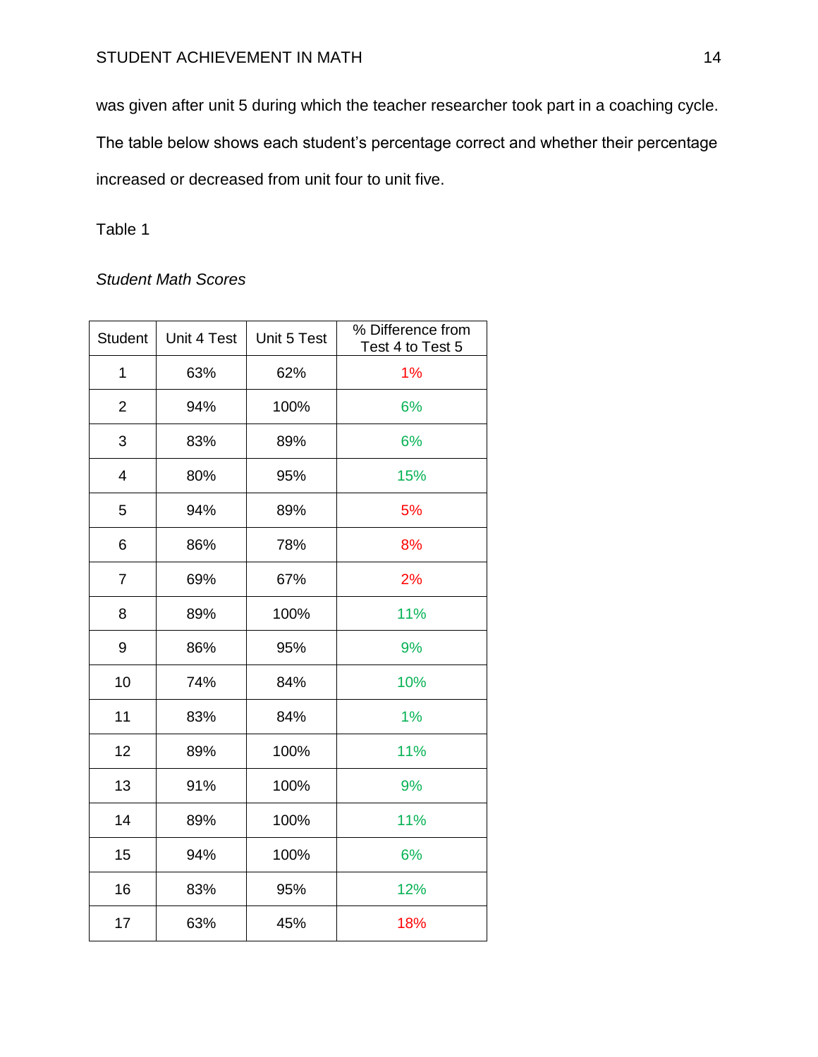was given after unit 5 during which the teacher researcher took part in a coaching cycle. The table below shows each student's percentage correct and whether their percentage increased or decreased from unit four to unit five.

Table 1

*Student Math Scores*

| Student | Unit 4 Test | Unit 5 Test | % Difference from Test 4 to Test 5 |
|---|---|---|---|
| 1 | 63% | 62% | 1% |
| 2 | 94% | 100% | 6% |
| 3 | 83% | 89% | 6% |
| 4 | 80% | 95% | 15% |
| 5 | 94% | 89% | 5% |
| 6 | 86% | 78% | 8% |
| 7 | 69% | 67% | 2% |
| 8 | 89% | 100% | 11% |
| 9 | 86% | 95% | 9% |
| 10 | 74% | 84% | 10% |
| 11 | 83% | 84% | 1% |
| 12 | 89% | 100% | 11% |
| 13 | 91% | 100% | 9% |
| 14 | 89% | 100% | 11% |
| 15 | 94% | 100% | 6% |
| 16 | 83% | 95% | 12% |
| 17 | 63% | 45% | 18% |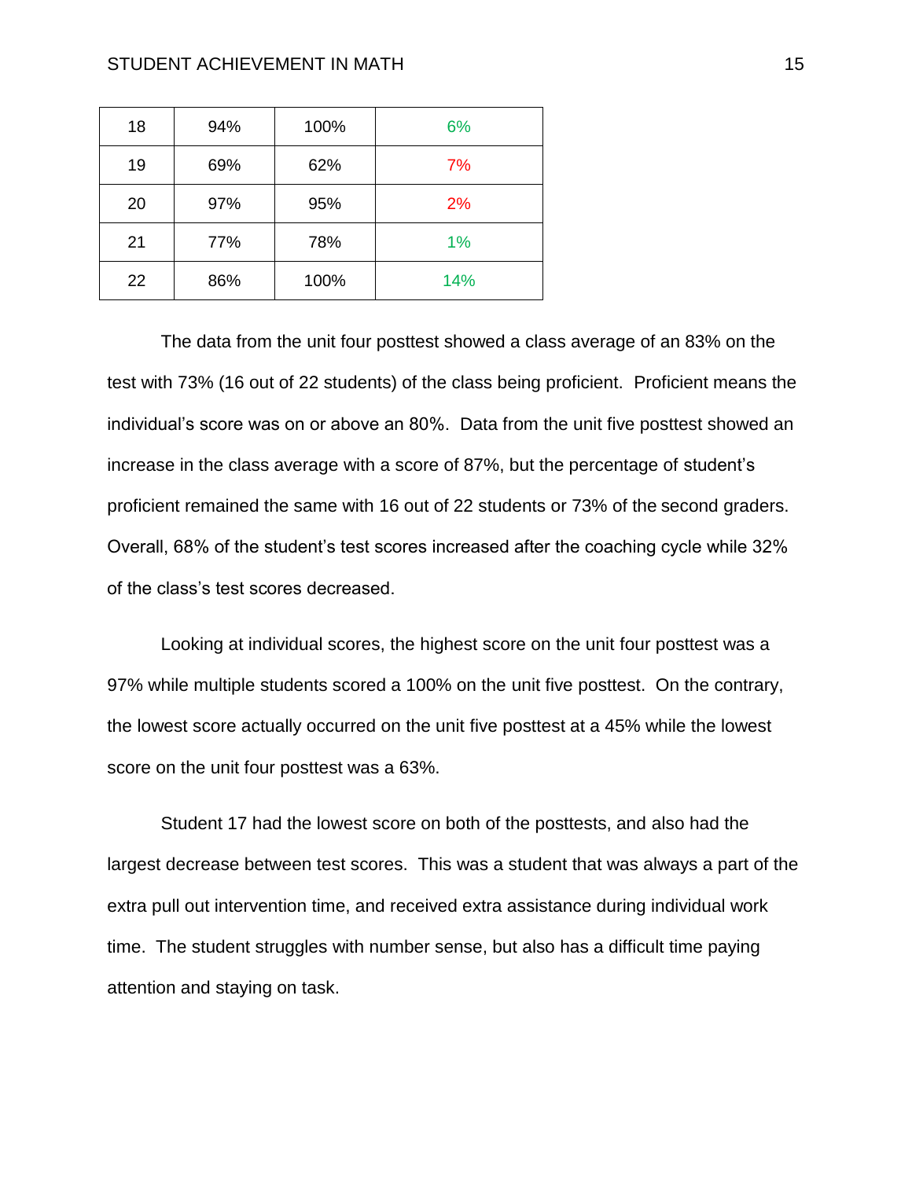| | | | |
|---|---|---|---|
| 18 | 94% | 100% | 6% |
| 19 | 69% | 62% | 7% |
| 20 | 97% | 95% | 2% |
| 21 | 77% | 78% | 1% |
| 22 | 86% | 100% | 14% |

The data from the unit four posttest showed a class average of an 83% on the test with 73% (16 out of 22 students) of the class being proficient. Proficient means the individual's score was on or above an 80%. Data from the unit five posttest showed an increase in the class average with a score of 87%, but the percentage of student's proficient remained the same with 16 out of 22 students or 73% of the second graders. Overall, 68% of the student's test scores increased after the coaching cycle while 32% of the class's test scores decreased.

Looking at individual scores, the highest score on the unit four posttest was a 97% while multiple students scored a 100% on the unit five posttest. On the contrary, the lowest score actually occurred on the unit five posttest at a 45% while the lowest score on the unit four posttest was a 63%.

Student 17 had the lowest score on both of the posttests, and also had the largest decrease between test scores. This was a student that was always a part of the extra pull out intervention time, and received extra assistance during individual work time. The student struggles with number sense, but also has a difficult time paying attention and staying on task.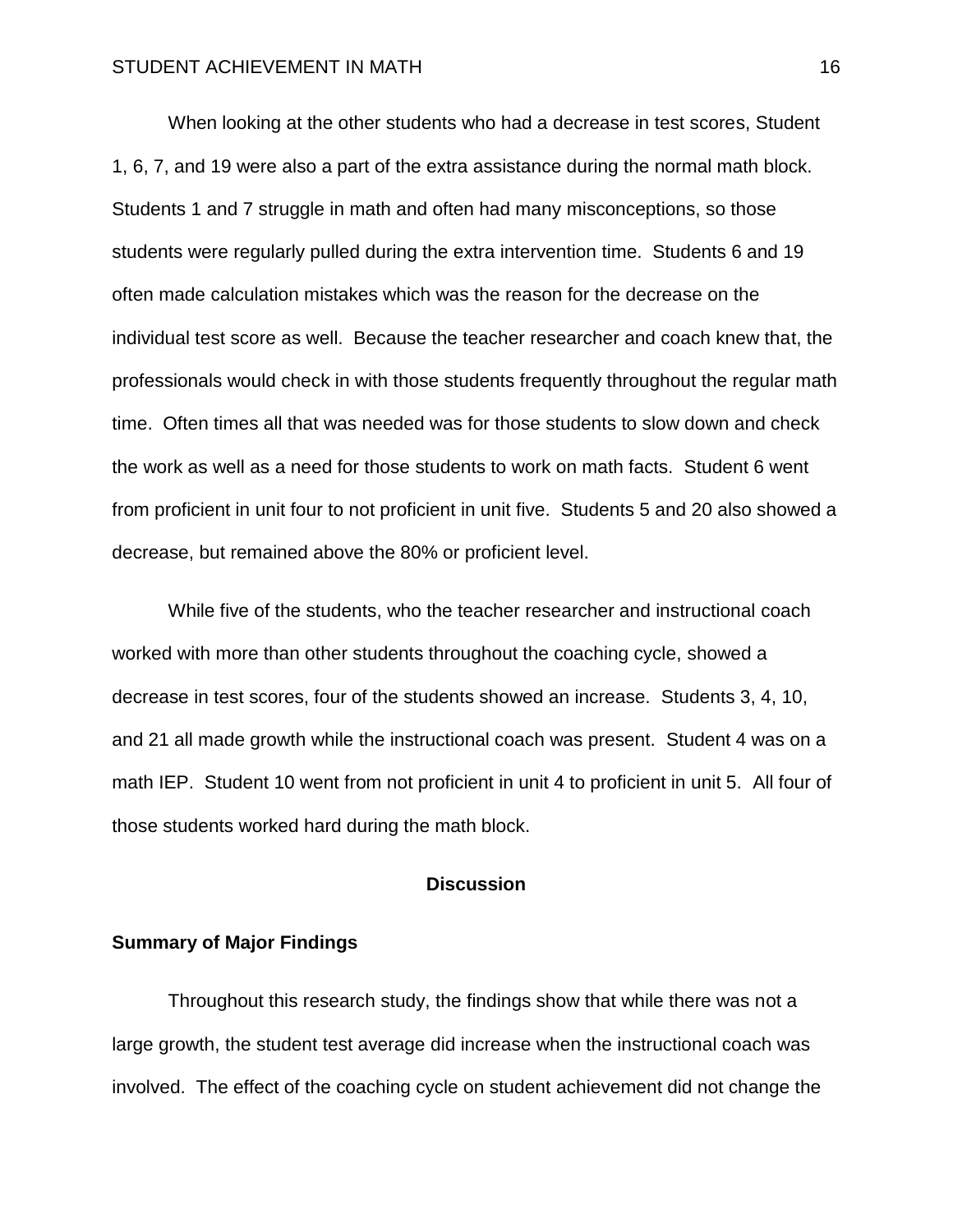When looking at the other students who had a decrease in test scores, Student 1, 6, 7, and 19 were also a part of the extra assistance during the normal math block. Students 1 and 7 struggle in math and often had many misconceptions, so those students were regularly pulled during the extra intervention time. Students 6 and 19 often made calculation mistakes which was the reason for the decrease on the individual test score as well. Because the teacher researcher and coach knew that, the professionals would check in with those students frequently throughout the regular math time. Often times all that was needed was for those students to slow down and check the work as well as a need for those students to work on math facts. Student 6 went from proficient in unit four to not proficient in unit five. Students 5 and 20 also showed a decrease, but remained above the 80% or proficient level.

While five of the students, who the teacher researcher and instructional coach worked with more than other students throughout the coaching cycle, showed a decrease in test scores, four of the students showed an increase. Students 3, 4, 10, and 21 all made growth while the instructional coach was present. Student 4 was on a math IEP. Student 10 went from not proficient in unit 4 to proficient in unit 5. All four of those students worked hard during the math block.

## Discussion

### Summary of Major Findings

Throughout this research study, the findings show that while there was not a large growth, the student test average did increase when the instructional coach was involved. The effect of the coaching cycle on student achievement did not change the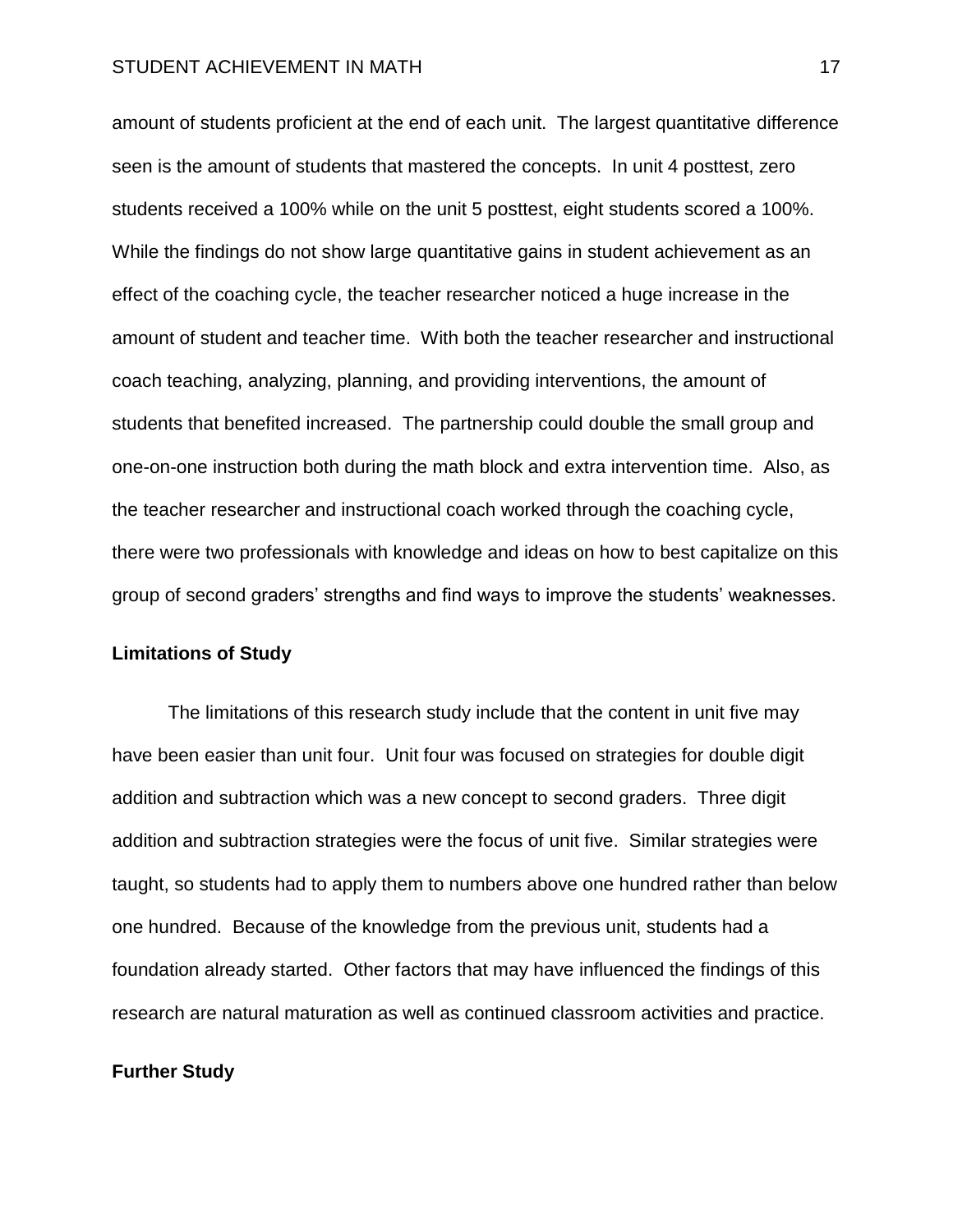amount of students proficient at the end of each unit. The largest quantitative difference seen is the amount of students that mastered the concepts. In unit 4 posttest, zero students received a 100% while on the unit 5 posttest, eight students scored a 100%. While the findings do not show large quantitative gains in student achievement as an effect of the coaching cycle, the teacher researcher noticed a huge increase in the amount of student and teacher time. With both the teacher researcher and instructional coach teaching, analyzing, planning, and providing interventions, the amount of students that benefited increased. The partnership could double the small group and one-on-one instruction both during the math block and extra intervention time. Also, as the teacher researcher and instructional coach worked through the coaching cycle, there were two professionals with knowledge and ideas on how to best capitalize on this group of second graders' strengths and find ways to improve the students' weaknesses.

## Limitations of Study

The limitations of this research study include that the content in unit five may have been easier than unit four. Unit four was focused on strategies for double digit addition and subtraction which was a new concept to second graders. Three digit addition and subtraction strategies were the focus of unit five. Similar strategies were taught, so students had to apply them to numbers above one hundred rather than below one hundred. Because of the knowledge from the previous unit, students had a foundation already started. Other factors that may have influenced the findings of this research are natural maturation as well as continued classroom activities and practice.

## Further Study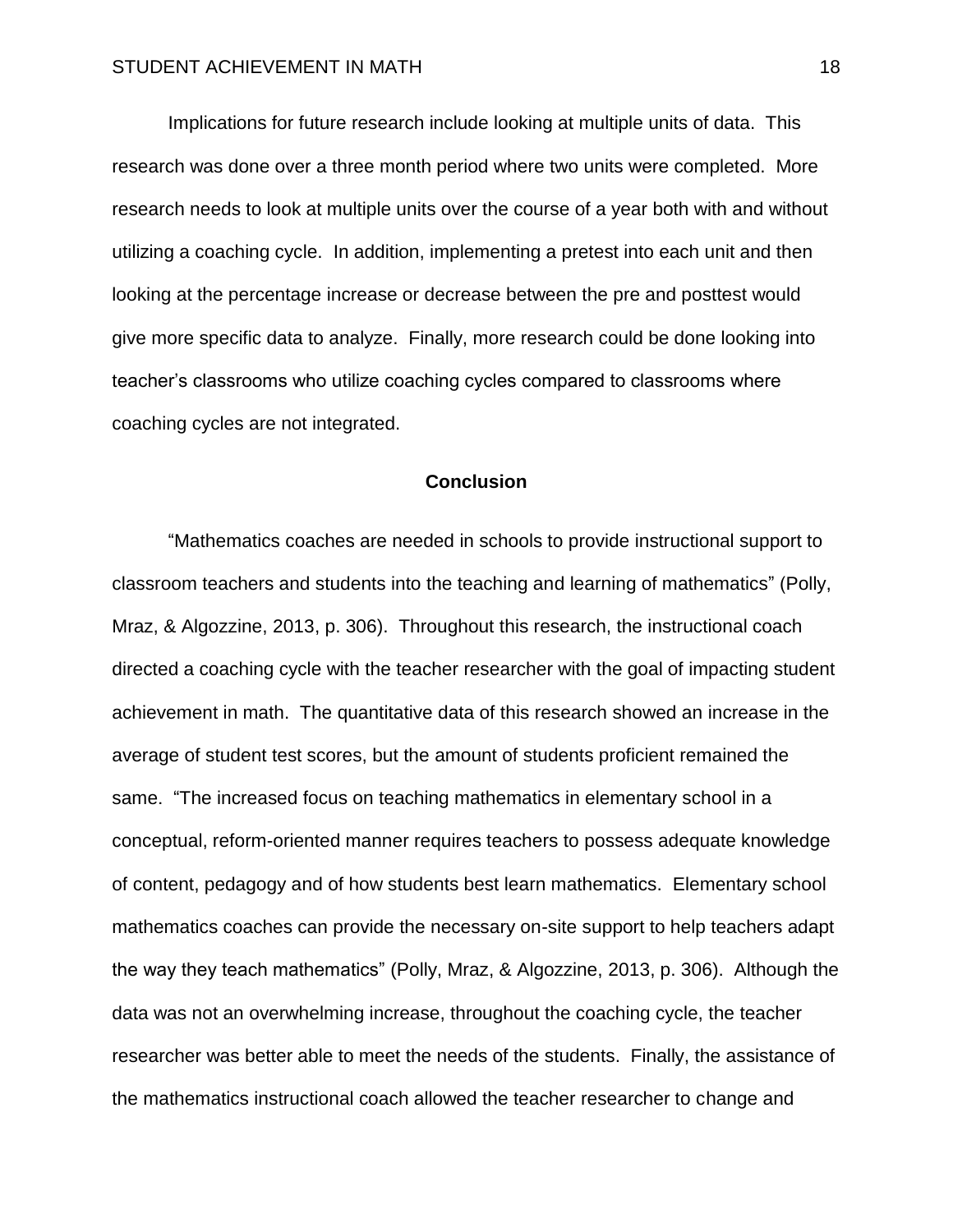Implications for future research include looking at multiple units of data. This research was done over a three month period where two units were completed. More research needs to look at multiple units over the course of a year both with and without utilizing a coaching cycle. In addition, implementing a pretest into each unit and then looking at the percentage increase or decrease between the pre and posttest would give more specific data to analyze. Finally, more research could be done looking into teacher's classrooms who utilize coaching cycles compared to classrooms where coaching cycles are not integrated.

## Conclusion

"Mathematics coaches are needed in schools to provide instructional support to classroom teachers and students into the teaching and learning of mathematics" (Polly, Mraz, & Algozzine, 2013, p. 306). Throughout this research, the instructional coach directed a coaching cycle with the teacher researcher with the goal of impacting student achievement in math. The quantitative data of this research showed an increase in the average of student test scores, but the amount of students proficient remained the same. "The increased focus on teaching mathematics in elementary school in a conceptual, reform-oriented manner requires teachers to possess adequate knowledge of content, pedagogy and of how students best learn mathematics. Elementary school mathematics coaches can provide the necessary on-site support to help teachers adapt the way they teach mathematics" (Polly, Mraz, & Algozzine, 2013, p. 306). Although the data was not an overwhelming increase, throughout the coaching cycle, the teacher researcher was better able to meet the needs of the students. Finally, the assistance of the mathematics instructional coach allowed the teacher researcher to change and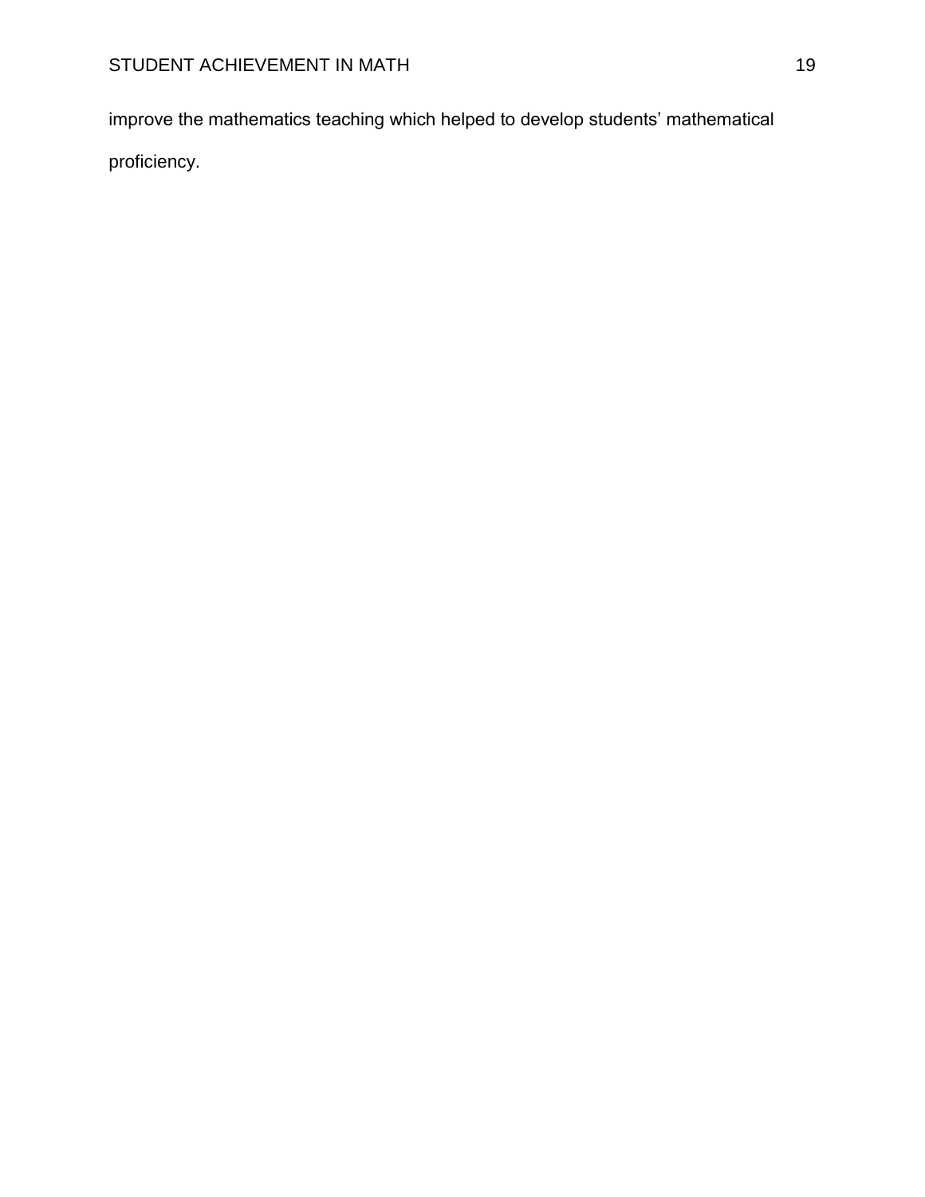improve the mathematics teaching which helped to develop students’ mathematical proficiency.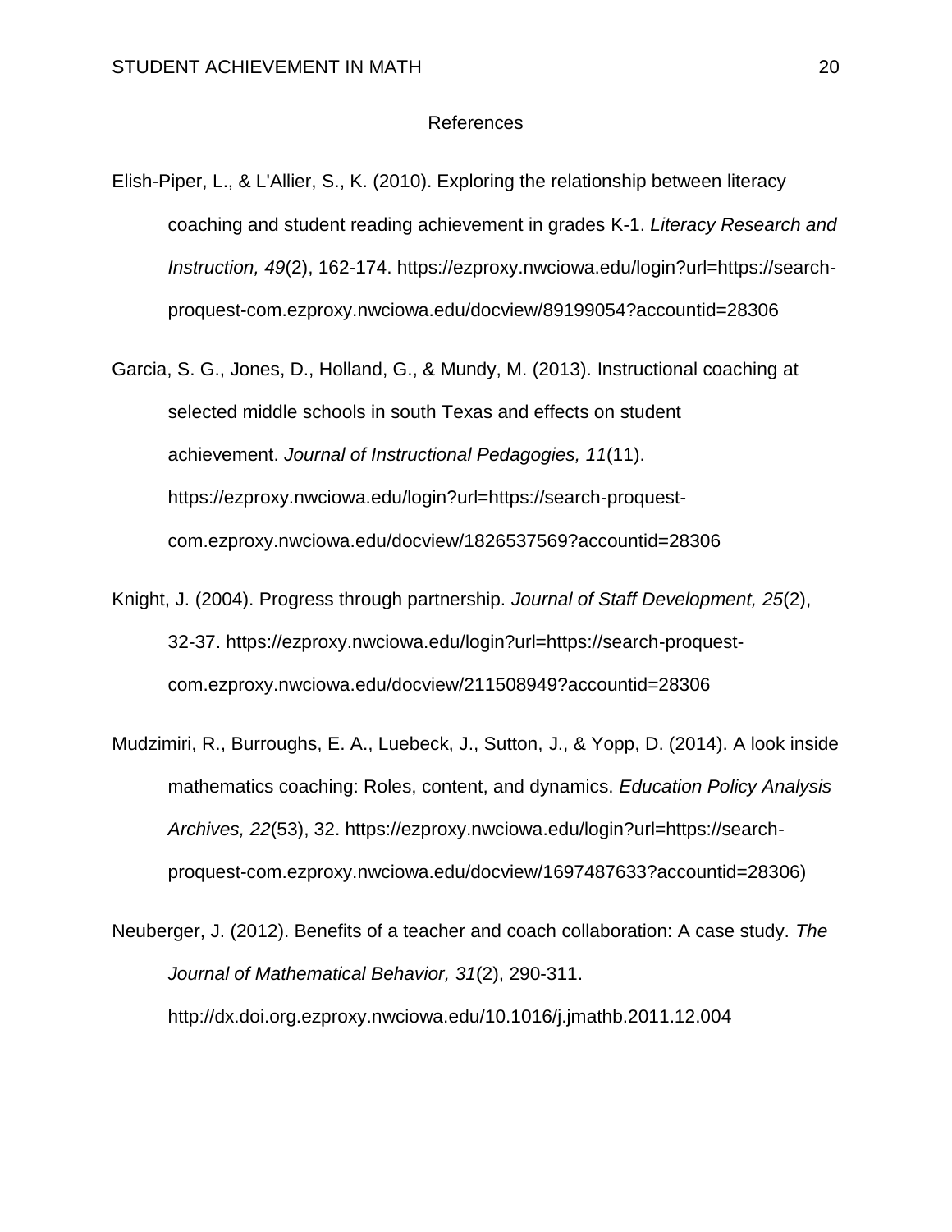# References

Elish-Piper, L., & L'Allier, S., K. (2010). Exploring the relationship between literacy coaching and student reading achievement in grades K-1. *Literacy Research and Instruction, 49*(2), 162-174. https://ezproxy.nwciowa.edu/login?url=https://search-proquest-com.ezproxy.nwciowa.edu/docview/89199054?accountid=28306

Garcia, S. G., Jones, D., Holland, G., & Mundy, M. (2013). Instructional coaching at selected middle schools in south Texas and effects on student achievement. *Journal of Instructional Pedagogies, 11*(11). https://ezproxy.nwciowa.edu/login?url=https://search-proquest-com.ezproxy.nwciowa.edu/docview/1826537569?accountid=28306

Knight, J. (2004). Progress through partnership. *Journal of Staff Development, 25*(2), 32-37. https://ezproxy.nwciowa.edu/login?url=https://search-proquest-com.ezproxy.nwciowa.edu/docview/211508949?accountid=28306

Mudzimiri, R., Burroughs, E. A., Luebeck, J., Sutton, J., & Yopp, D. (2014). A look inside mathematics coaching: Roles, content, and dynamics. *Education Policy Analysis Archives, 22*(53), 32. https://ezproxy.nwciowa.edu/login?url=https://search-proquest-com.ezproxy.nwciowa.edu/docview/1697487633?accountid=28306)

Neuberger, J. (2012). Benefits of a teacher and coach collaboration: A case study. *The Journal of Mathematical Behavior, 31*(2), 290-311. http://dx.doi.org.ezproxy.nwciowa.edu/10.1016/j.jmathb.2011.12.004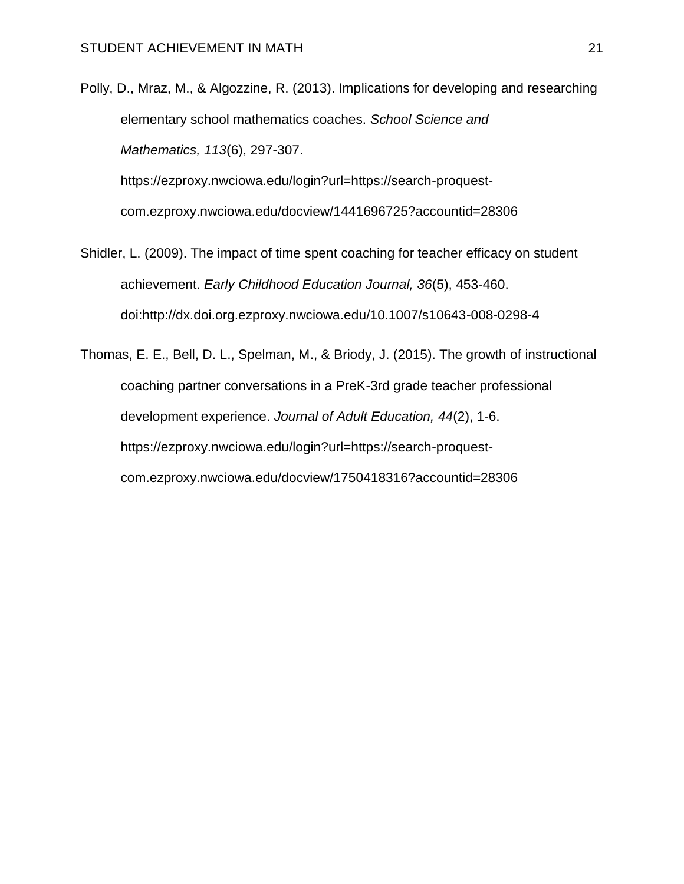Polly, D., Mraz, M., & Algozzine, R. (2013). Implications for developing and researching elementary school mathematics coaches. *School Science and Mathematics, 113*(6), 297-307. https://ezproxy.nwciowa.edu/login?url=https://search-proquest-com.ezproxy.nwciowa.edu/docview/1441696725?accountid=28306

Shidler, L. (2009). The impact of time spent coaching for teacher efficacy on student achievement. *Early Childhood Education Journal, 36*(5), 453-460. doi:http://dx.doi.org.ezproxy.nwciowa.edu/10.1007/s10643-008-0298-4

Thomas, E. E., Bell, D. L., Spelman, M., & Briody, J. (2015). The growth of instructional coaching partner conversations in a PreK-3rd grade teacher professional development experience. *Journal of Adult Education, 44*(2), 1-6. https://ezproxy.nwciowa.edu/login?url=https://search-proquest-com.ezproxy.nwciowa.edu/docview/1750418316?accountid=28306